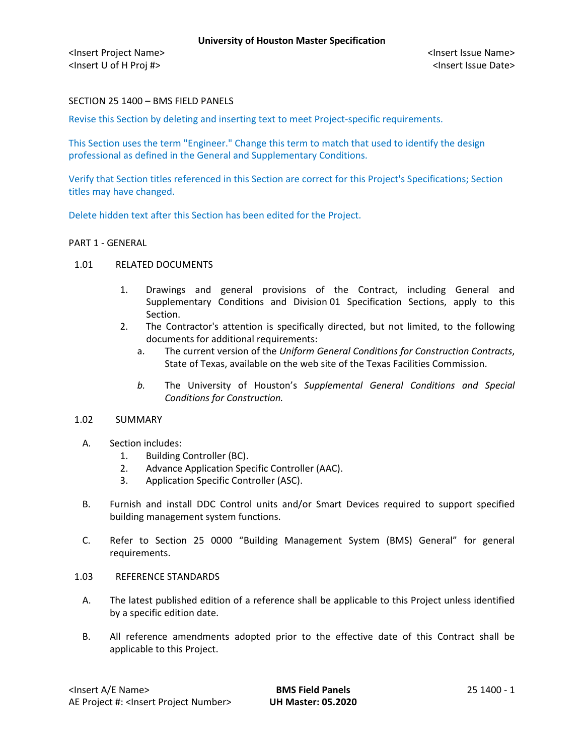SECTION 25 1400 – BMS FIELD PANELS

Revise this Section by deleting and inserting text to meet Project-specific requirements.

This Section uses the term "Engineer." Change this term to match that used to identify the design professional as defined in the General and Supplementary Conditions.

Verify that Section titles referenced in this Section are correct for this Project's Specifications; Section titles may have changed.

Delete hidden text after this Section has been edited for the Project.

## PART 1 - GENERAL

### 1.01 RELATED DOCUMENTS

1. Drawings and general provisions of the Contract, including General and Supplementary Conditions and Division 01 Specification Sections, apply to this Section.
2. The Contractor's attention is specifically directed, but not limited, to the following documents for additional requirements:
   a. The current version of the *Uniform General Conditions for Construction Contracts*, State of Texas, available on the web site of the Texas Facilities Commission.

   *b.* The University of Houston's *Supplemental General Conditions and Special Conditions for Construction.*

### 1.02 SUMMARY

A. Section includes:
   1. Building Controller (BC).
   2. Advance Application Specific Controller (AAC).
   3. Application Specific Controller (ASC).

B. Furnish and install DDC Control units and/or Smart Devices required to support specified building management system functions.

C. Refer to Section 25 0000 "Building Management System (BMS) General" for general requirements.

### 1.03 REFERENCE STANDARDS

A. The latest published edition of a reference shall be applicable to this Project unless identified by a specific edition date.

B. All reference amendments adopted prior to the effective date of this Contract shall be applicable to this Project.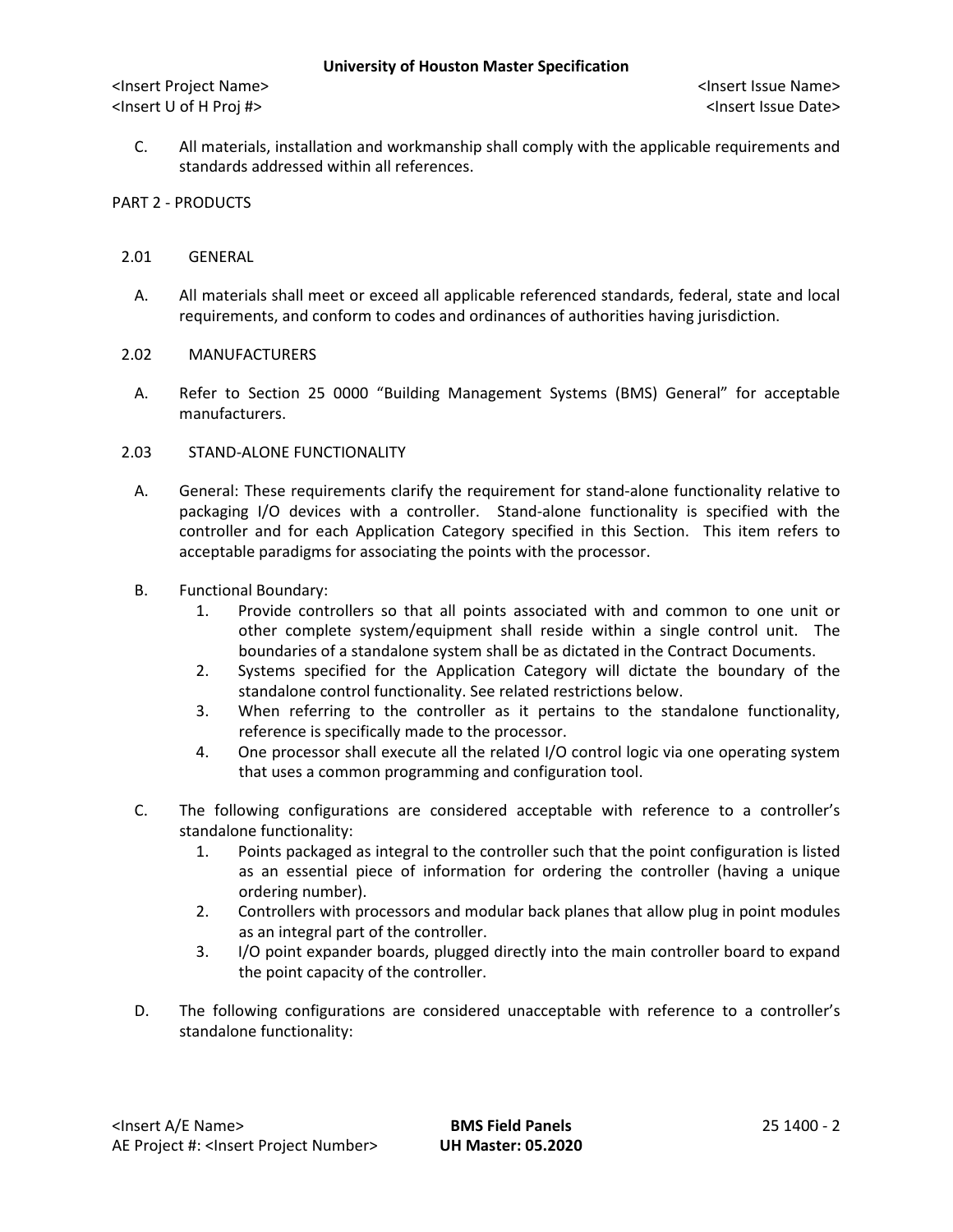C. All materials, installation and workmanship shall comply with the applicable requirements and standards addressed within all references.

## PART 2 - PRODUCTS

### 2.01 GENERAL

A. All materials shall meet or exceed all applicable referenced standards, federal, state and local requirements, and conform to codes and ordinances of authorities having jurisdiction.

### 2.02 MANUFACTURERS

A. Refer to Section 25 0000 "Building Management Systems (BMS) General" for acceptable manufacturers.

### 2.03 STAND-ALONE FUNCTIONALITY

A. General: These requirements clarify the requirement for stand-alone functionality relative to packaging I/O devices with a controller. Stand-alone functionality is specified with the controller and for each Application Category specified in this Section. This item refers to acceptable paradigms for associating the points with the processor.

B. Functional Boundary:
   1. Provide controllers so that all points associated with and common to one unit or other complete system/equipment shall reside within a single control unit. The boundaries of a standalone system shall be as dictated in the Contract Documents.
   2. Systems specified for the Application Category will dictate the boundary of the standalone control functionality. See related restrictions below.
   3. When referring to the controller as it pertains to the standalone functionality, reference is specifically made to the processor.
   4. One processor shall execute all the related I/O control logic via one operating system that uses a common programming and configuration tool.

C. The following configurations are considered acceptable with reference to a controller's standalone functionality:
   1. Points packaged as integral to the controller such that the point configuration is listed as an essential piece of information for ordering the controller (having a unique ordering number).
   2. Controllers with processors and modular back planes that allow plug in point modules as an integral part of the controller.
   3. I/O point expander boards, plugged directly into the main controller board to expand the point capacity of the controller.

D. The following configurations are considered unacceptable with reference to a controller's standalone functionality: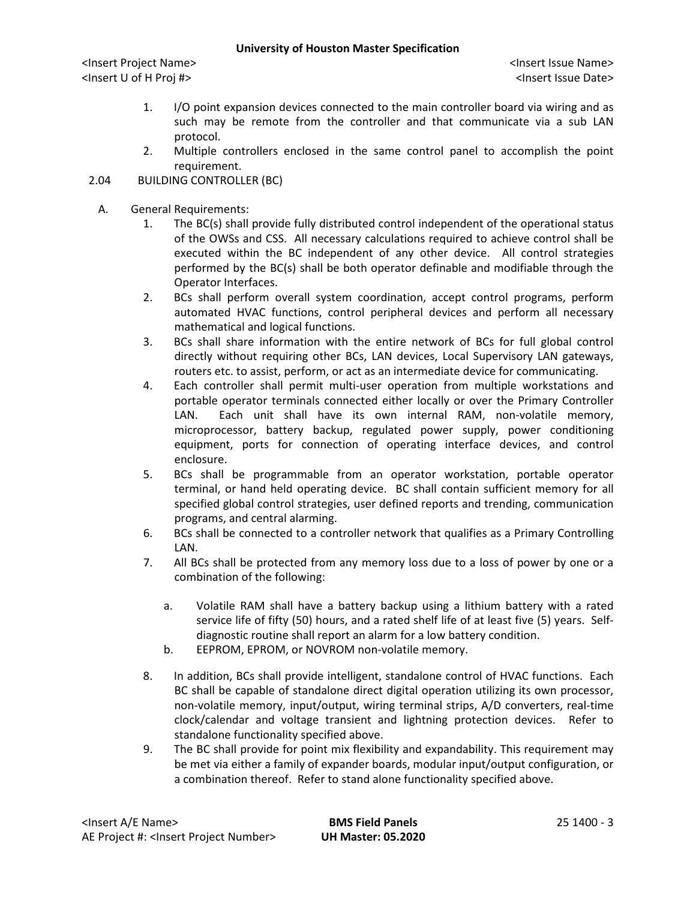1. I/O point expansion devices connected to the main controller board via wiring and as such may be remote from the controller and that communicate via a sub LAN protocol.
2. Multiple controllers enclosed in the same control panel to accomplish the point requirement.

2.04 BUILDING CONTROLLER (BC)

A. General Requirements:

1. The BC(s) shall provide fully distributed control independent of the operational status of the OWSs and CSS. All necessary calculations required to achieve control shall be executed within the BC independent of any other device. All control strategies performed by the BC(s) shall be both operator definable and modifiable through the Operator Interfaces.
2. BCs shall perform overall system coordination, accept control programs, perform automated HVAC functions, control peripheral devices and perform all necessary mathematical and logical functions.
3. BCs shall share information with the entire network of BCs for full global control directly without requiring other BCs, LAN devices, Local Supervisory LAN gateways, routers etc. to assist, perform, or act as an intermediate device for communicating.
4. Each controller shall permit multi-user operation from multiple workstations and portable operator terminals connected either locally or over the Primary Controller LAN. Each unit shall have its own internal RAM, non-volatile memory, microprocessor, battery backup, regulated power supply, power conditioning equipment, ports for connection of operating interface devices, and control enclosure.
5. BCs shall be programmable from an operator workstation, portable operator terminal, or hand held operating device. BC shall contain sufficient memory for all specified global control strategies, user defined reports and trending, communication programs, and central alarming.
6. BCs shall be connected to a controller network that qualifies as a Primary Controlling LAN.
7. All BCs shall be protected from any memory loss due to a loss of power by one or a combination of the following:

   a. Volatile RAM shall have a battery backup using a lithium battery with a rated service life of fifty (50) hours, and a rated shelf life of at least five (5) years. Self-diagnostic routine shall report an alarm for a low battery condition.
   b. EEPROM, EPROM, or NOVROM non-volatile memory.

8. In addition, BCs shall provide intelligent, standalone control of HVAC functions. Each BC shall be capable of standalone direct digital operation utilizing its own processor, non-volatile memory, input/output, wiring terminal strips, A/D converters, real-time clock/calendar and voltage transient and lightning protection devices. Refer to standalone functionality specified above.
9. The BC shall provide for point mix flexibility and expandability. This requirement may be met via either a family of expander boards, modular input/output configuration, or a combination thereof. Refer to stand alone functionality specified above.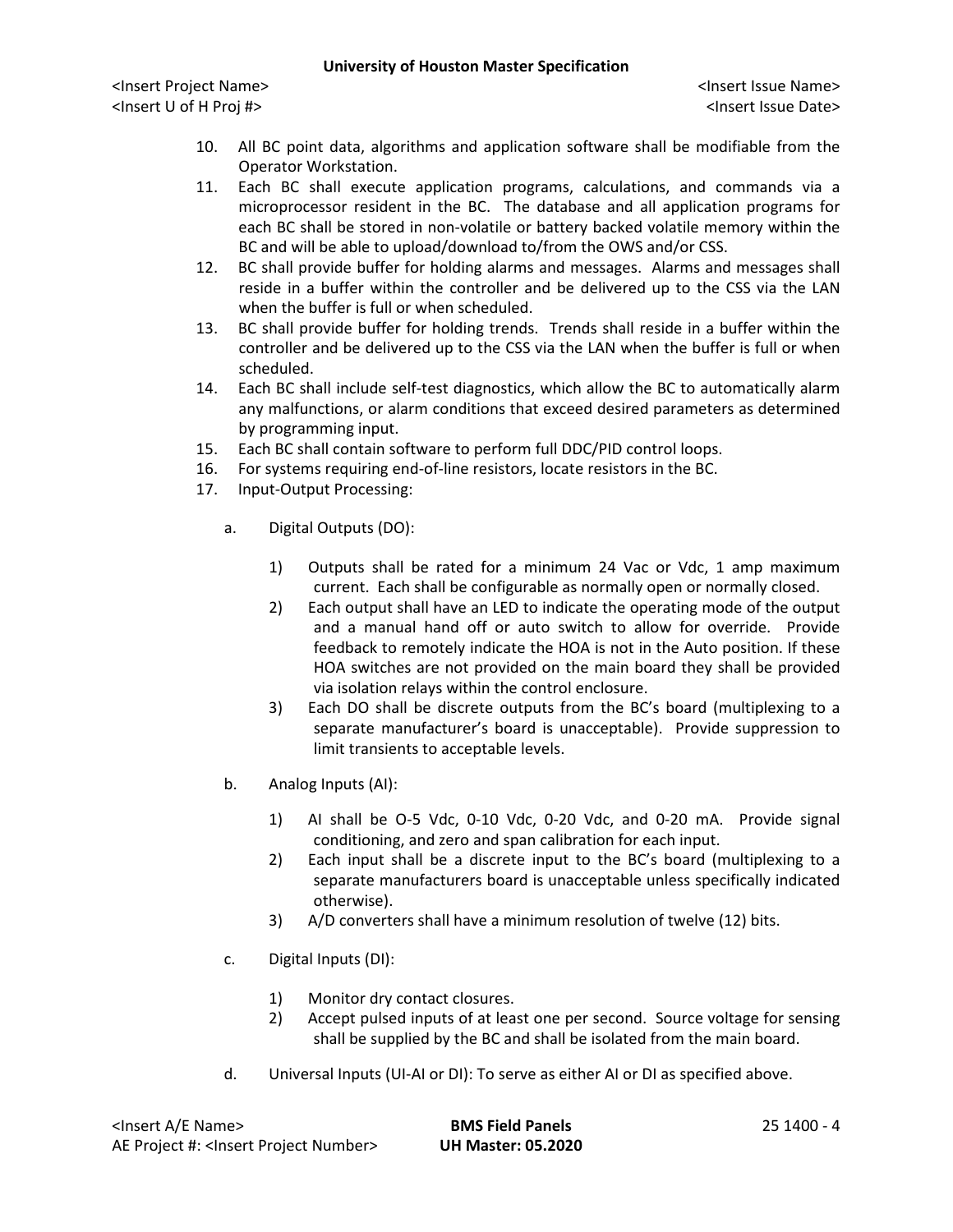10. All BC point data, algorithms and application software shall be modifiable from the Operator Workstation.
11. Each BC shall execute application programs, calculations, and commands via a microprocessor resident in the BC. The database and all application programs for each BC shall be stored in non-volatile or battery backed volatile memory within the BC and will be able to upload/download to/from the OWS and/or CSS.
12. BC shall provide buffer for holding alarms and messages. Alarms and messages shall reside in a buffer within the controller and be delivered up to the CSS via the LAN when the buffer is full or when scheduled.
13. BC shall provide buffer for holding trends. Trends shall reside in a buffer within the controller and be delivered up to the CSS via the LAN when the buffer is full or when scheduled.
14. Each BC shall include self-test diagnostics, which allow the BC to automatically alarm any malfunctions, or alarm conditions that exceed desired parameters as determined by programming input.
15. Each BC shall contain software to perform full DDC/PID control loops.
16. For systems requiring end-of-line resistors, locate resistors in the BC.
17. Input-Output Processing:

    a. Digital Outputs (DO):

        1) Outputs shall be rated for a minimum 24 Vac or Vdc, 1 amp maximum current. Each shall be configurable as normally open or normally closed.
        2) Each output shall have an LED to indicate the operating mode of the output and a manual hand off or auto switch to allow for override. Provide feedback to remotely indicate the HOA is not in the Auto position. If these HOA switches are not provided on the main board they shall be provided via isolation relays within the control enclosure.
        3) Each DO shall be discrete outputs from the BC's board (multiplexing to a separate manufacturer's board is unacceptable). Provide suppression to limit transients to acceptable levels.

    b. Analog Inputs (AI):

        1) AI shall be O-5 Vdc, 0-10 Vdc, 0-20 Vdc, and 0-20 mA. Provide signal conditioning, and zero and span calibration for each input.
        2) Each input shall be a discrete input to the BC's board (multiplexing to a separate manufacturers board is unacceptable unless specifically indicated otherwise).
        3) A/D converters shall have a minimum resolution of twelve (12) bits.

    c. Digital Inputs (DI):

        1) Monitor dry contact closures.
        2) Accept pulsed inputs of at least one per second. Source voltage for sensing shall be supplied by the BC and shall be isolated from the main board.

    d. Universal Inputs (UI-AI or DI): To serve as either AI or DI as specified above.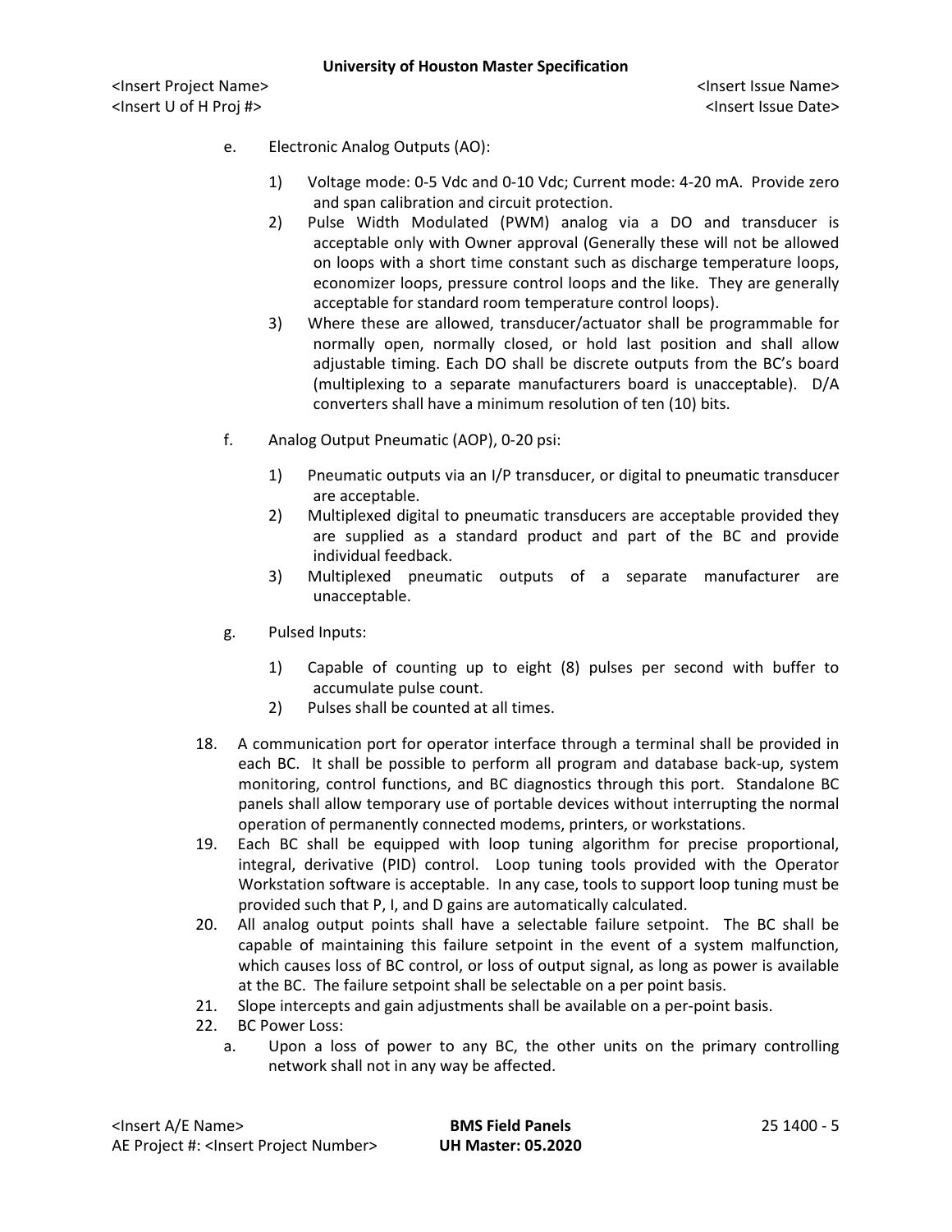e. Electronic Analog Outputs (AO):

   1) Voltage mode: 0-5 Vdc and 0-10 Vdc; Current mode: 4-20 mA. Provide zero and span calibration and circuit protection.
   2) Pulse Width Modulated (PWM) analog via a DO and transducer is acceptable only with Owner approval (Generally these will not be allowed on loops with a short time constant such as discharge temperature loops, economizer loops, pressure control loops and the like. They are generally acceptable for standard room temperature control loops).
   3) Where these are allowed, transducer/actuator shall be programmable for normally open, normally closed, or hold last position and shall allow adjustable timing. Each DO shall be discrete outputs from the BC's board (multiplexing to a separate manufacturers board is unacceptable). D/A converters shall have a minimum resolution of ten (10) bits.

f. Analog Output Pneumatic (AOP), 0-20 psi:

   1) Pneumatic outputs via an I/P transducer, or digital to pneumatic transducer are acceptable.
   2) Multiplexed digital to pneumatic transducers are acceptable provided they are supplied as a standard product and part of the BC and provide individual feedback.
   3) Multiplexed pneumatic outputs of a separate manufacturer are unacceptable.

g. Pulsed Inputs:

   1) Capable of counting up to eight (8) pulses per second with buffer to accumulate pulse count.
   2) Pulses shall be counted at all times.

18. A communication port for operator interface through a terminal shall be provided in each BC. It shall be possible to perform all program and database back-up, system monitoring, control functions, and BC diagnostics through this port. Standalone BC panels shall allow temporary use of portable devices without interrupting the normal operation of permanently connected modems, printers, or workstations.
19. Each BC shall be equipped with loop tuning algorithm for precise proportional, integral, derivative (PID) control. Loop tuning tools provided with the Operator Workstation software is acceptable. In any case, tools to support loop tuning must be provided such that P, I, and D gains are automatically calculated.
20. All analog output points shall have a selectable failure setpoint. The BC shall be capable of maintaining this failure setpoint in the event of a system malfunction, which causes loss of BC control, or loss of output signal, as long as power is available at the BC. The failure setpoint shall be selectable on a per point basis.
21. Slope intercepts and gain adjustments shall be available on a per-point basis.
22. BC Power Loss:
    a. Upon a loss of power to any BC, the other units on the primary controlling network shall not in any way be affected.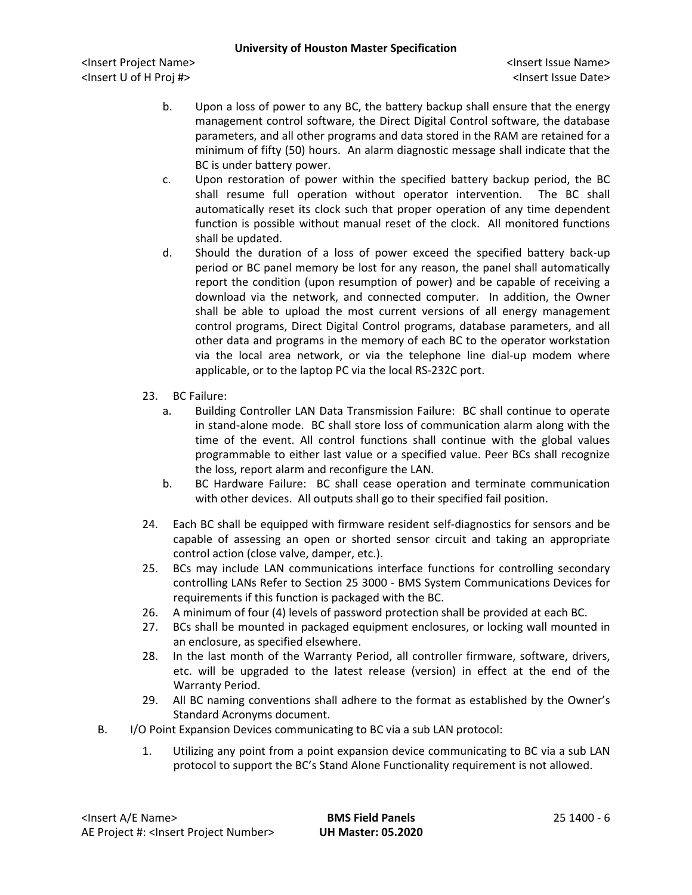b. Upon a loss of power to any BC, the battery backup shall ensure that the energy management control software, the Direct Digital Control software, the database parameters, and all other programs and data stored in the RAM are retained for a minimum of fifty (50) hours. An alarm diagnostic message shall indicate that the BC is under battery power.

c. Upon restoration of power within the specified battery backup period, the BC shall resume full operation without operator intervention. The BC shall automatically reset its clock such that proper operation of any time dependent function is possible without manual reset of the clock. All monitored functions shall be updated.

d. Should the duration of a loss of power exceed the specified battery back-up period or BC panel memory be lost for any reason, the panel shall automatically report the condition (upon resumption of power) and be capable of receiving a download via the network, and connected computer. In addition, the Owner shall be able to upload the most current versions of all energy management control programs, Direct Digital Control programs, database parameters, and all other data and programs in the memory of each BC to the operator workstation via the local area network, or via the telephone line dial-up modem where applicable, or to the laptop PC via the local RS-232C port.

23. BC Failure:
    a. Building Controller LAN Data Transmission Failure: BC shall continue to operate in stand-alone mode. BC shall store loss of communication alarm along with the time of the event. All control functions shall continue with the global values programmable to either last value or a specified value. Peer BCs shall recognize the loss, report alarm and reconfigure the LAN.
    b. BC Hardware Failure: BC shall cease operation and terminate communication with other devices. All outputs shall go to their specified fail position.

24. Each BC shall be equipped with firmware resident self-diagnostics for sensors and be capable of assessing an open or shorted sensor circuit and taking an appropriate control action (close valve, damper, etc.).

25. BCs may include LAN communications interface functions for controlling secondary controlling LANs Refer to Section 25 3000 - BMS System Communications Devices for requirements if this function is packaged with the BC.

26. A minimum of four (4) levels of password protection shall be provided at each BC.

27. BCs shall be mounted in packaged equipment enclosures, or locking wall mounted in an enclosure, as specified elsewhere.

28. In the last month of the Warranty Period, all controller firmware, software, drivers, etc. will be upgraded to the latest release (version) in effect at the end of the Warranty Period.

29. All BC naming conventions shall adhere to the format as established by the Owner's Standard Acronyms document.

B. I/O Point Expansion Devices communicating to BC via a sub LAN protocol:

1. Utilizing any point from a point expansion device communicating to BC via a sub LAN protocol to support the BC's Stand Alone Functionality requirement is not allowed.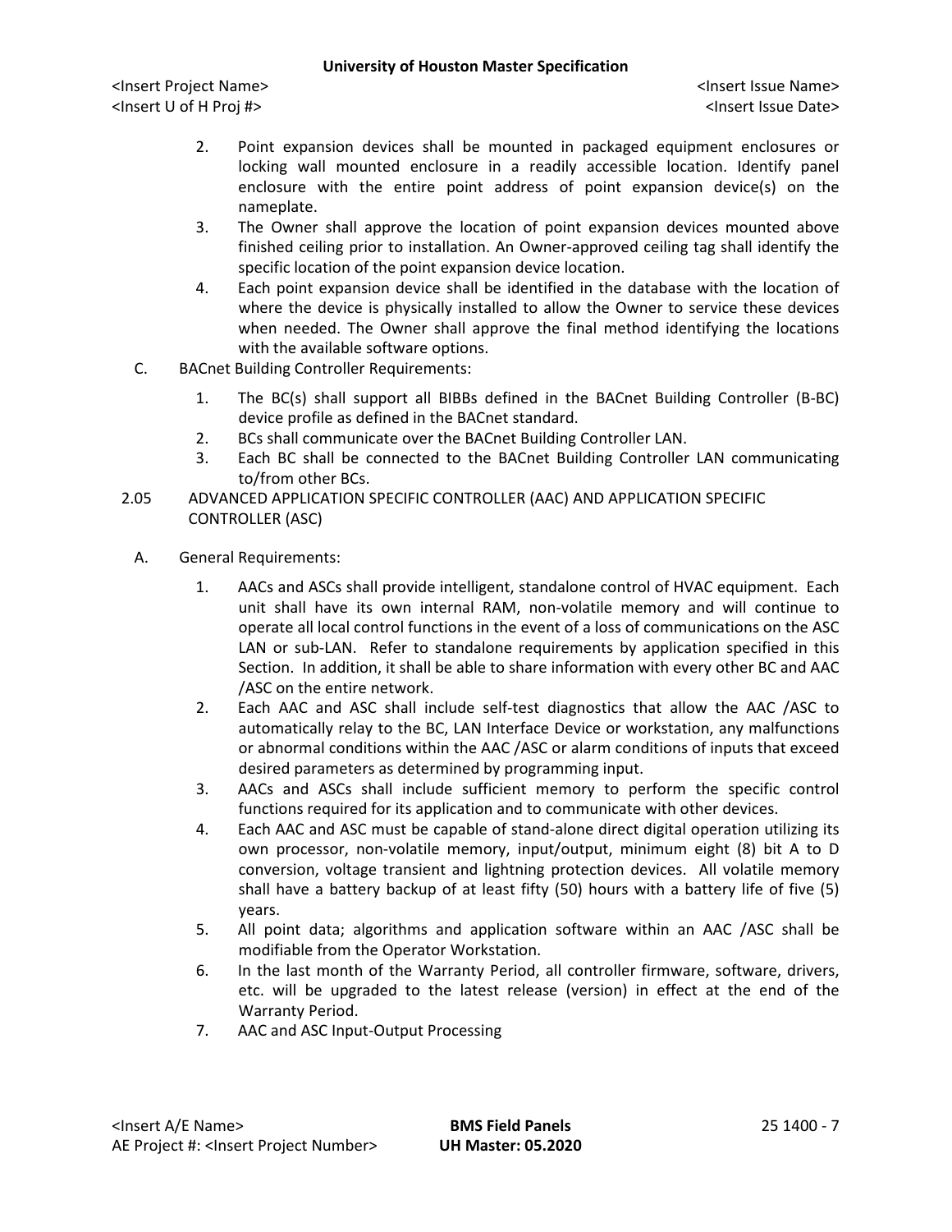2. Point expansion devices shall be mounted in packaged equipment enclosures or locking wall mounted enclosure in a readily accessible location. Identify panel enclosure with the entire point address of point expansion device(s) on the nameplate.
3. The Owner shall approve the location of point expansion devices mounted above finished ceiling prior to installation. An Owner-approved ceiling tag shall identify the specific location of the point expansion device location.
4. Each point expansion device shall be identified in the database with the location of where the device is physically installed to allow the Owner to service these devices when needed. The Owner shall approve the final method identifying the locations with the available software options.

C. BACnet Building Controller Requirements:

1. The BC(s) shall support all BIBBs defined in the BACnet Building Controller (B-BC) device profile as defined in the BACnet standard.
2. BCs shall communicate over the BACnet Building Controller LAN.
3. Each BC shall be connected to the BACnet Building Controller LAN communicating to/from other BCs.

## 2.05 ADVANCED APPLICATION SPECIFIC CONTROLLER (AAC) AND APPLICATION SPECIFIC CONTROLLER (ASC)

A. General Requirements:

1. AACs and ASCs shall provide intelligent, standalone control of HVAC equipment. Each unit shall have its own internal RAM, non-volatile memory and will continue to operate all local control functions in the event of a loss of communications on the ASC LAN or sub-LAN. Refer to standalone requirements by application specified in this Section. In addition, it shall be able to share information with every other BC and AAC /ASC on the entire network.
2. Each AAC and ASC shall include self-test diagnostics that allow the AAC /ASC to automatically relay to the BC, LAN Interface Device or workstation, any malfunctions or abnormal conditions within the AAC /ASC or alarm conditions of inputs that exceed desired parameters as determined by programming input.
3. AACs and ASCs shall include sufficient memory to perform the specific control functions required for its application and to communicate with other devices.
4. Each AAC and ASC must be capable of stand-alone direct digital operation utilizing its own processor, non-volatile memory, input/output, minimum eight (8) bit A to D conversion, voltage transient and lightning protection devices. All volatile memory shall have a battery backup of at least fifty (50) hours with a battery life of five (5) years.
5. All point data; algorithms and application software within an AAC /ASC shall be modifiable from the Operator Workstation.
6. In the last month of the Warranty Period, all controller firmware, software, drivers, etc. will be upgraded to the latest release (version) in effect at the end of the Warranty Period.
7. AAC and ASC Input-Output Processing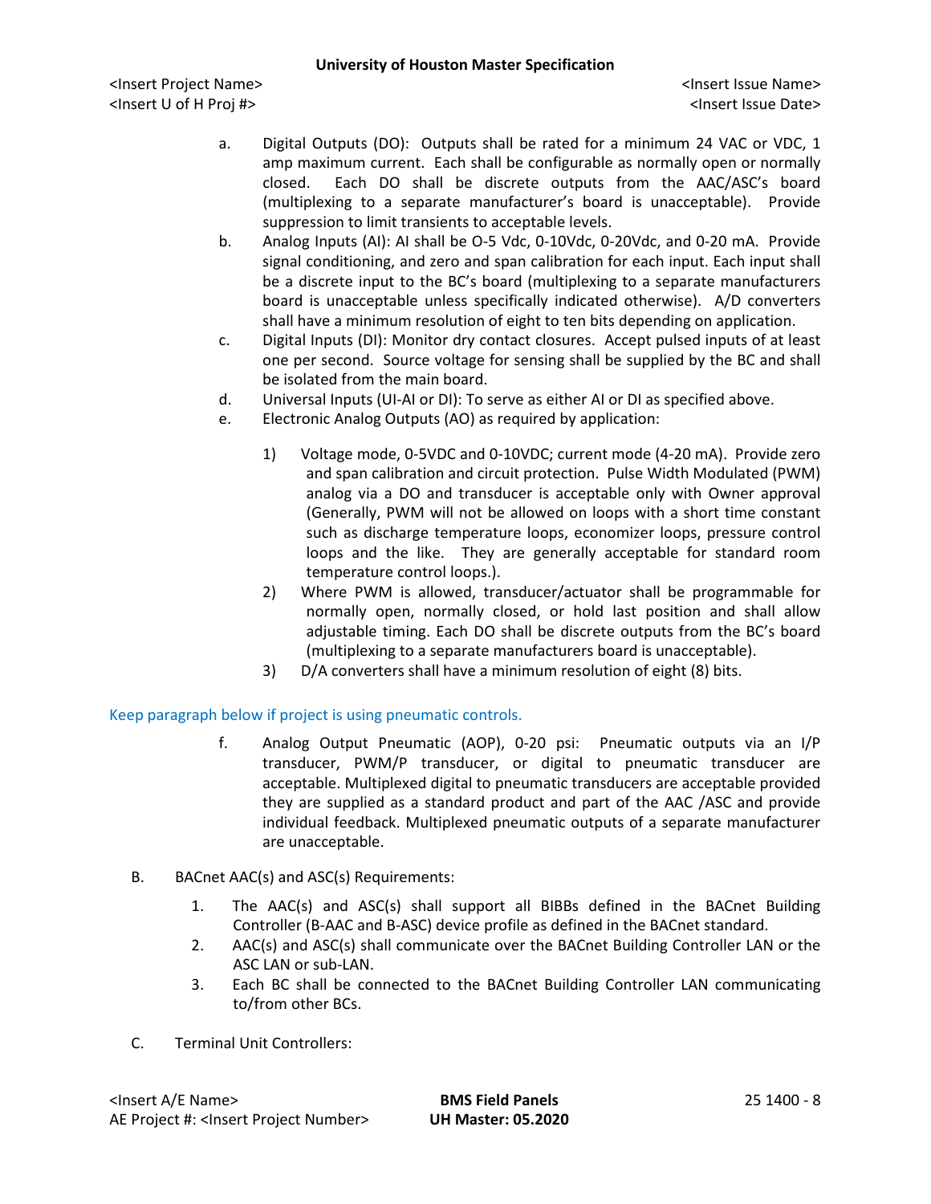a. Digital Outputs (DO): Outputs shall be rated for a minimum 24 VAC or VDC, 1 amp maximum current. Each shall be configurable as normally open or normally closed. Each DO shall be discrete outputs from the AAC/ASC's board (multiplexing to a separate manufacturer's board is unacceptable). Provide suppression to limit transients to acceptable levels.

b. Analog Inputs (AI): AI shall be O-5 Vdc, 0-10Vdc, 0-20Vdc, and 0-20 mA. Provide signal conditioning, and zero and span calibration for each input. Each input shall be a discrete input to the BC's board (multiplexing to a separate manufacturers board is unacceptable unless specifically indicated otherwise). A/D converters shall have a minimum resolution of eight to ten bits depending on application.

c. Digital Inputs (DI): Monitor dry contact closures. Accept pulsed inputs of at least one per second. Source voltage for sensing shall be supplied by the BC and shall be isolated from the main board.

d. Universal Inputs (UI-AI or DI): To serve as either AI or DI as specified above.

e. Electronic Analog Outputs (AO) as required by application:

1) Voltage mode, 0-5VDC and 0-10VDC; current mode (4-20 mA). Provide zero and span calibration and circuit protection. Pulse Width Modulated (PWM) analog via a DO and transducer is acceptable only with Owner approval (Generally, PWM will not be allowed on loops with a short time constant such as discharge temperature loops, economizer loops, pressure control loops and the like. They are generally acceptable for standard room temperature control loops.).

2) Where PWM is allowed, transducer/actuator shall be programmable for normally open, normally closed, or hold last position and shall allow adjustable timing. Each DO shall be discrete outputs from the BC's board (multiplexing to a separate manufacturers board is unacceptable).

3) D/A converters shall have a minimum resolution of eight (8) bits.

Keep paragraph below if project is using pneumatic controls.

f. Analog Output Pneumatic (AOP), 0-20 psi: Pneumatic outputs via an I/P transducer, PWM/P transducer, or digital to pneumatic transducer are acceptable. Multiplexed digital to pneumatic transducers are acceptable provided they are supplied as a standard product and part of the AAC /ASC and provide individual feedback. Multiplexed pneumatic outputs of a separate manufacturer are unacceptable.

B. BACnet AAC(s) and ASC(s) Requirements:

1. The AAC(s) and ASC(s) shall support all BIBBs defined in the BACnet Building Controller (B-AAC and B-ASC) device profile as defined in the BACnet standard.

2. AAC(s) and ASC(s) shall communicate over the BACnet Building Controller LAN or the ASC LAN or sub-LAN.

3. Each BC shall be connected to the BACnet Building Controller LAN communicating to/from other BCs.

C. Terminal Unit Controllers: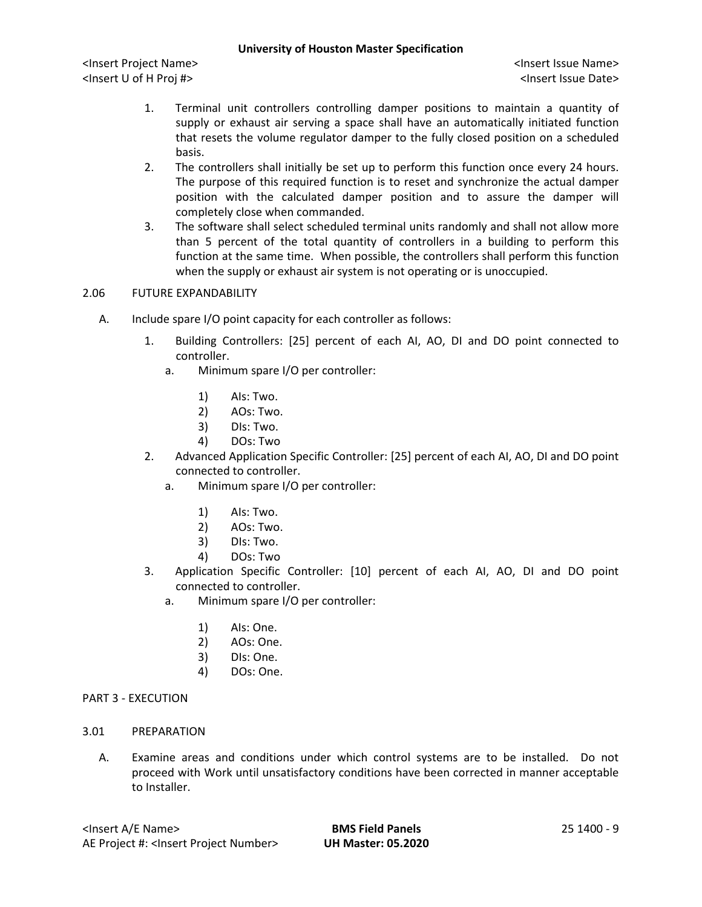1. Terminal unit controllers controlling damper positions to maintain a quantity of supply or exhaust air serving a space shall have an automatically initiated function that resets the volume regulator damper to the fully closed position on a scheduled basis.
2. The controllers shall initially be set up to perform this function once every 24 hours. The purpose of this required function is to reset and synchronize the actual damper position with the calculated damper position and to assure the damper will completely close when commanded.
3. The software shall select scheduled terminal units randomly and shall not allow more than 5 percent of the total quantity of controllers in a building to perform this function at the same time. When possible, the controllers shall perform this function when the supply or exhaust air system is not operating or is unoccupied.

2.06 FUTURE EXPANDABILITY

A. Include spare I/O point capacity for each controller as follows:
   1. Building Controllers: [25] percent of each AI, AO, DI and DO point connected to controller.
      a. Minimum spare I/O per controller:
         1) AIs: Two.
         2) AOs: Two.
         3) DIs: Two.
         4) DOs: Two
   2. Advanced Application Specific Controller: [25] percent of each AI, AO, DI and DO point connected to controller.
      a. Minimum spare I/O per controller:
         1) AIs: Two.
         2) AOs: Two.
         3) DIs: Two.
         4) DOs: Two
   3. Application Specific Controller: [10] percent of each AI, AO, DI and DO point connected to controller.
      a. Minimum spare I/O per controller:
         1) AIs: One.
         2) AOs: One.
         3) DIs: One.
         4) DOs: One.

PART 3 - EXECUTION

3.01 PREPARATION

A. Examine areas and conditions under which control systems are to be installed. Do not proceed with Work until unsatisfactory conditions have been corrected in manner acceptable to Installer.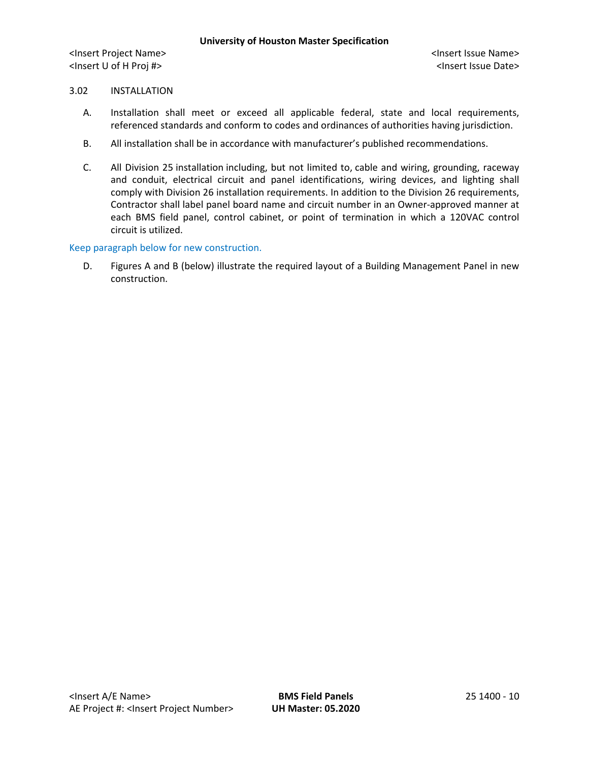3.02 INSTALLATION

A. Installation shall meet or exceed all applicable federal, state and local requirements, referenced standards and conform to codes and ordinances of authorities having jurisdiction.

B. All installation shall be in accordance with manufacturer's published recommendations.

C. All Division 25 installation including, but not limited to, cable and wiring, grounding, raceway and conduit, electrical circuit and panel identifications, wiring devices, and lighting shall comply with Division 26 installation requirements. In addition to the Division 26 requirements, Contractor shall label panel board name and circuit number in an Owner-approved manner at each BMS field panel, control cabinet, or point of termination in which a 120VAC control circuit is utilized.

Keep paragraph below for new construction.

D. Figures A and B (below) illustrate the required layout of a Building Management Panel in new construction.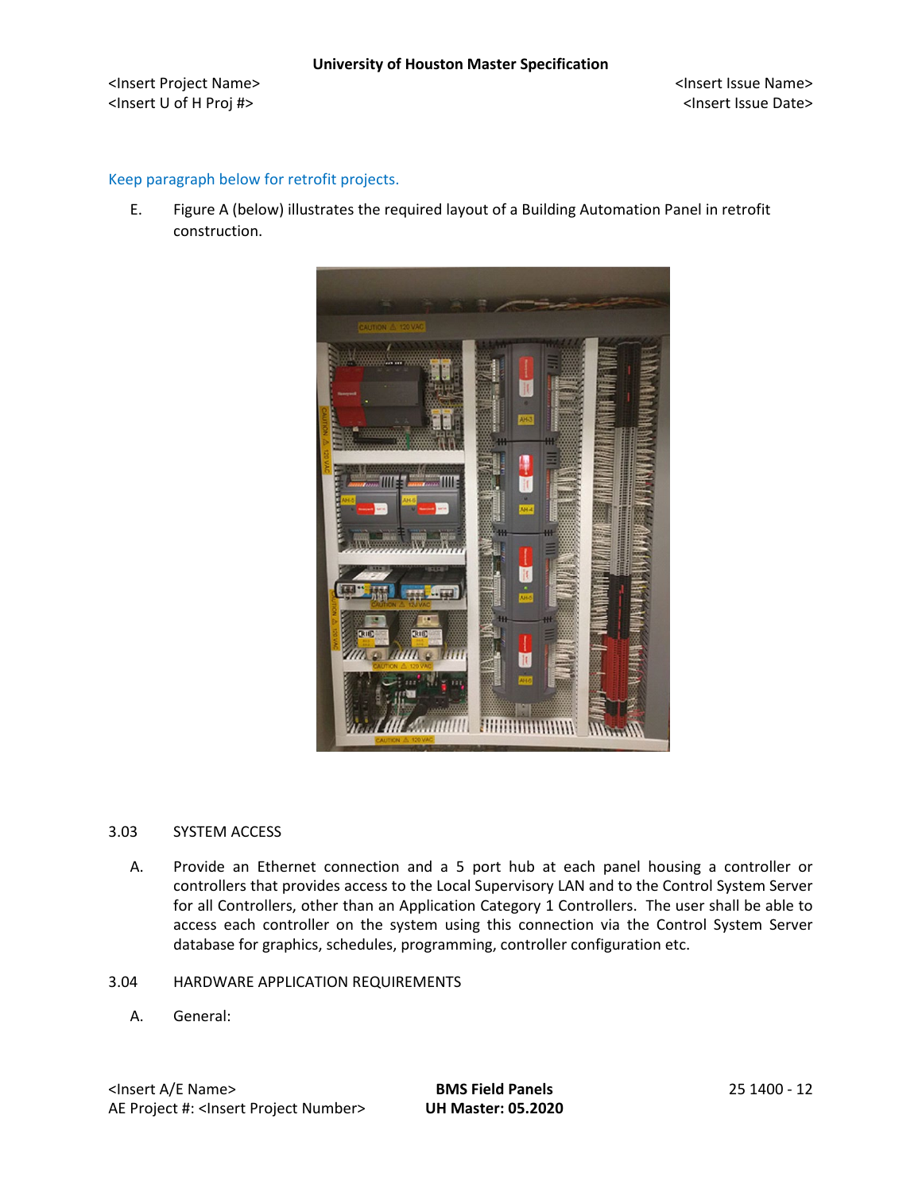Keep paragraph below for retrofit projects.

E. Figure A (below) illustrates the required layout of a Building Automation Panel in retrofit construction.

3.03 SYSTEM ACCESS

A. Provide an Ethernet connection and a 5 port hub at each panel housing a controller or controllers that provides access to the Local Supervisory LAN and to the Control System Server for all Controllers, other than an Application Category 1 Controllers. The user shall be able to access each controller on the system using this connection via the Control System Server database for graphics, schedules, programming, controller configuration etc.

3.04 HARDWARE APPLICATION REQUIREMENTS

A. General: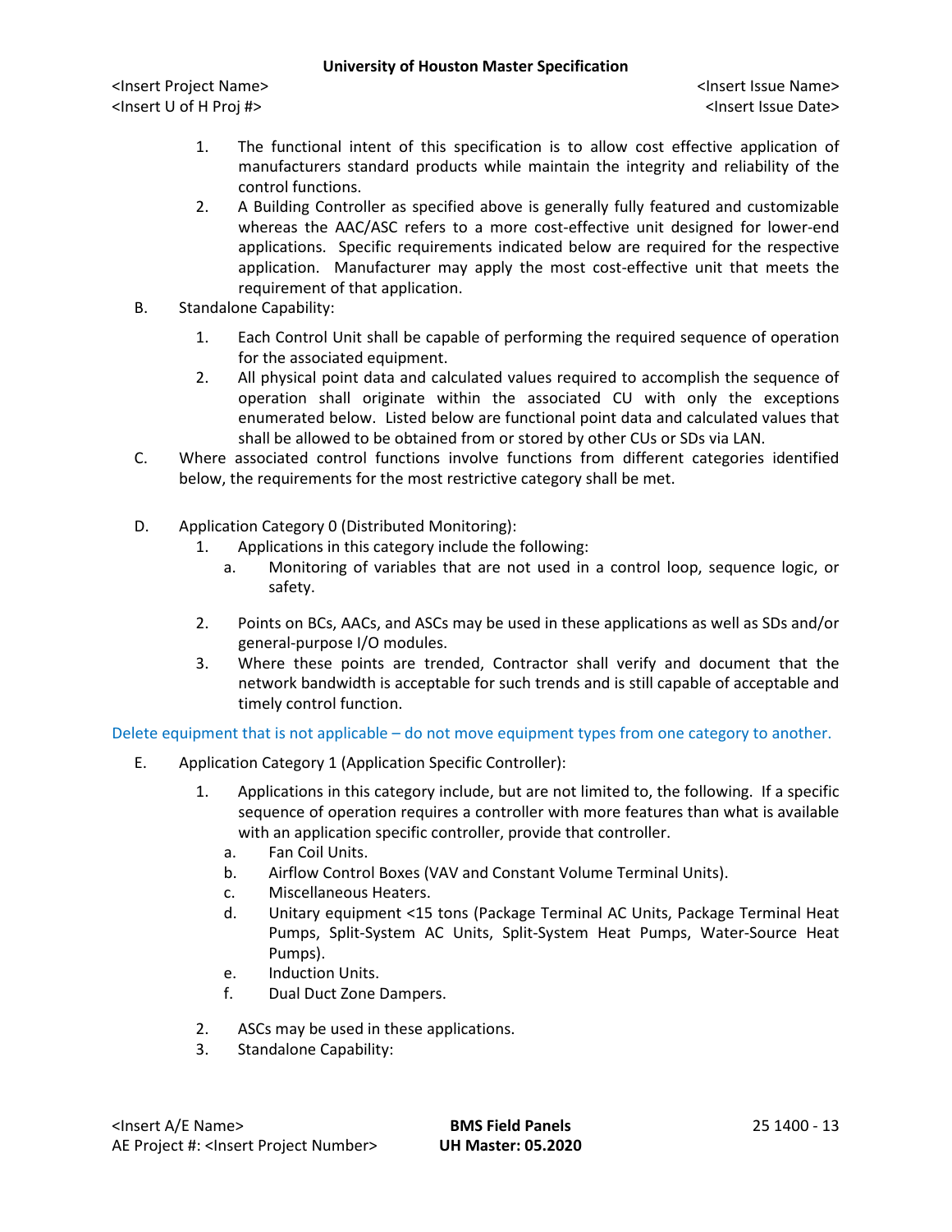1. The functional intent of this specification is to allow cost effective application of manufacturers standard products while maintain the integrity and reliability of the control functions.
2. A Building Controller as specified above is generally fully featured and customizable whereas the AAC/ASC refers to a more cost-effective unit designed for lower-end applications. Specific requirements indicated below are required for the respective application. Manufacturer may apply the most cost-effective unit that meets the requirement of that application.

B. Standalone Capability:

1. Each Control Unit shall be capable of performing the required sequence of operation for the associated equipment.
2. All physical point data and calculated values required to accomplish the sequence of operation shall originate within the associated CU with only the exceptions enumerated below. Listed below are functional point data and calculated values that shall be allowed to be obtained from or stored by other CUs or SDs via LAN.

C. Where associated control functions involve functions from different categories identified below, the requirements for the most restrictive category shall be met.

D. Application Category 0 (Distributed Monitoring):

1. Applications in this category include the following:
   a. Monitoring of variables that are not used in a control loop, sequence logic, or safety.
2. Points on BCs, AACs, and ASCs may be used in these applications as well as SDs and/or general-purpose I/O modules.
3. Where these points are trended, Contractor shall verify and document that the network bandwidth is acceptable for such trends and is still capable of acceptable and timely control function.

Delete equipment that is not applicable – do not move equipment types from one category to another.

E. Application Category 1 (Application Specific Controller):

1. Applications in this category include, but are not limited to, the following. If a specific sequence of operation requires a controller with more features than what is available with an application specific controller, provide that controller.
   a. Fan Coil Units.
   b. Airflow Control Boxes (VAV and Constant Volume Terminal Units).
   c. Miscellaneous Heaters.
   d. Unitary equipment <15 tons (Package Terminal AC Units, Package Terminal Heat Pumps, Split-System AC Units, Split-System Heat Pumps, Water-Source Heat Pumps).
   e. Induction Units.
   f. Dual Duct Zone Dampers.
2. ASCs may be used in these applications.
3. Standalone Capability: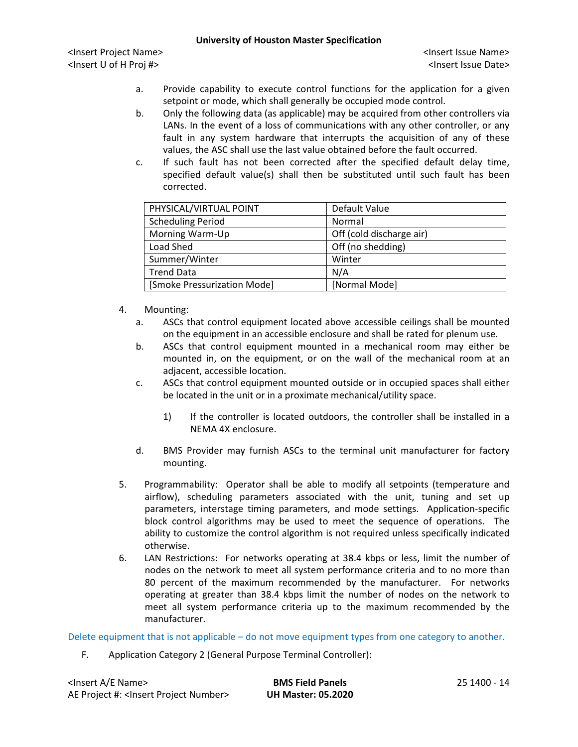a. Provide capability to execute control functions for the application for a given setpoint or mode, which shall generally be occupied mode control.
b. Only the following data (as applicable) may be acquired from other controllers via LANs. In the event of a loss of communications with any other controller, or any fault in any system hardware that interrupts the acquisition of any of these values, the ASC shall use the last value obtained before the fault occurred.
c. If such fault has not been corrected after the specified default delay time, specified default value(s) shall then be substituted until such fault has been corrected.

| PHYSICAL/VIRTUAL POINT | Default Value |
|---|---|
| Scheduling Period | Normal |
| Morning Warm-Up | Off (cold discharge air) |
| Load Shed | Off (no shedding) |
| Summer/Winter | Winter |
| Trend Data | N/A |
| [Smoke Pressurization Mode] | [Normal Mode] |

4. Mounting:
   a. ASCs that control equipment located above accessible ceilings shall be mounted on the equipment in an accessible enclosure and shall be rated for plenum use.
   b. ASCs that control equipment mounted in a mechanical room may either be mounted in, on the equipment, or on the wall of the mechanical room at an adjacent, accessible location.
   c. ASCs that control equipment mounted outside or in occupied spaces shall either be located in the unit or in a proximate mechanical/utility space.
      1) If the controller is located outdoors, the controller shall be installed in a NEMA 4X enclosure.
   d. BMS Provider may furnish ASCs to the terminal unit manufacturer for factory mounting.
5. Programmability: Operator shall be able to modify all setpoints (temperature and airflow), scheduling parameters associated with the unit, tuning and set up parameters, interstage timing parameters, and mode settings. Application-specific block control algorithms may be used to meet the sequence of operations. The ability to customize the control algorithm is not required unless specifically indicated otherwise.
6. LAN Restrictions: For networks operating at 38.4 kbps or less, limit the number of nodes on the network to meet all system performance criteria and to no more than 80 percent of the maximum recommended by the manufacturer. For networks operating at greater than 38.4 kbps limit the number of nodes on the network to meet all system performance criteria up to the maximum recommended by the manufacturer.

Delete equipment that is not applicable – do not move equipment types from one category to another.

F. Application Category 2 (General Purpose Terminal Controller):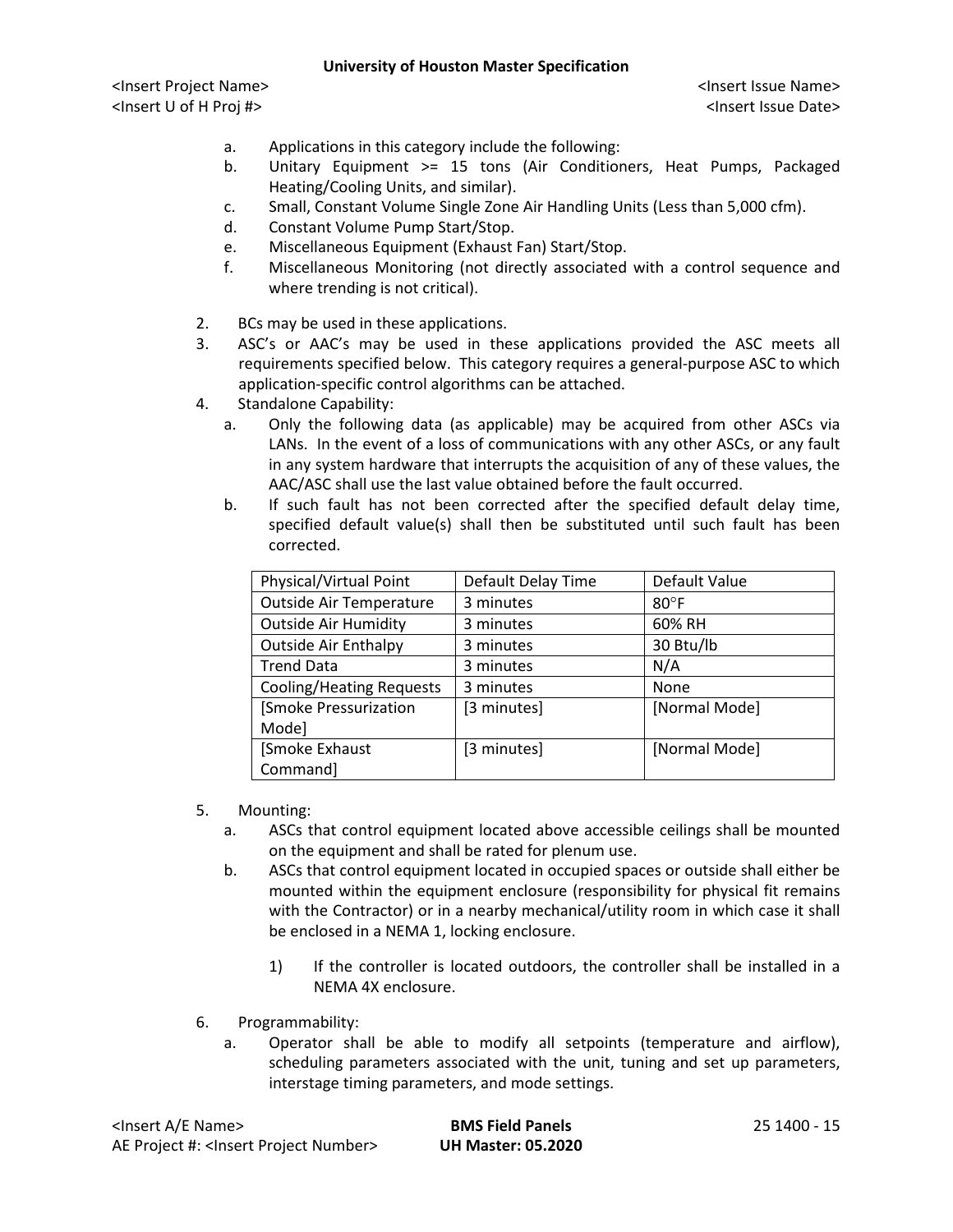a. Applications in this category include the following:
b. Unitary Equipment >= 15 tons (Air Conditioners, Heat Pumps, Packaged Heating/Cooling Units, and similar).
c. Small, Constant Volume Single Zone Air Handling Units (Less than 5,000 cfm).
d. Constant Volume Pump Start/Stop.
e. Miscellaneous Equipment (Exhaust Fan) Start/Stop.
f. Miscellaneous Monitoring (not directly associated with a control sequence and where trending is not critical).

2. BCs may be used in these applications.
3. ASC's or AAC's may be used in these applications provided the ASC meets all requirements specified below. This category requires a general-purpose ASC to which application-specific control algorithms can be attached.
4. Standalone Capability:
   a. Only the following data (as applicable) may be acquired from other ASCs via LANs. In the event of a loss of communications with any other ASCs, or any fault in any system hardware that interrupts the acquisition of any of these values, the AAC/ASC shall use the last value obtained before the fault occurred.
   b. If such fault has not been corrected after the specified default delay time, specified default value(s) shall then be substituted until such fault has been corrected.

| Physical/Virtual Point | Default Delay Time | Default Value |
|---|---|---|
| Outside Air Temperature | 3 minutes | 80°F |
| Outside Air Humidity | 3 minutes | 60% RH |
| Outside Air Enthalpy | 3 minutes | 30 Btu/lb |
| Trend Data | 3 minutes | N/A |
| Cooling/Heating Requests | 3 minutes | None |
| [Smoke Pressurization Mode] | [3 minutes] | [Normal Mode] |
| [Smoke Exhaust Command] | [3 minutes] | [Normal Mode] |

5. Mounting:
   a. ASCs that control equipment located above accessible ceilings shall be mounted on the equipment and shall be rated for plenum use.
   b. ASCs that control equipment located in occupied spaces or outside shall either be mounted within the equipment enclosure (responsibility for physical fit remains with the Contractor) or in a nearby mechanical/utility room in which case it shall be enclosed in a NEMA 1, locking enclosure.
      1) If the controller is located outdoors, the controller shall be installed in a NEMA 4X enclosure.
6. Programmability:
   a. Operator shall be able to modify all setpoints (temperature and airflow), scheduling parameters associated with the unit, tuning and set up parameters, interstage timing parameters, and mode settings.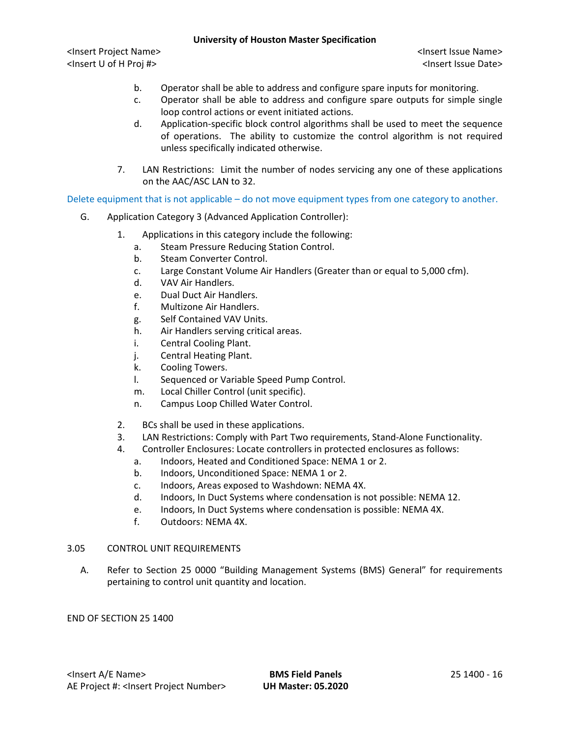b. Operator shall be able to address and configure spare inputs for monitoring.
c. Operator shall be able to address and configure spare outputs for simple single loop control actions or event initiated actions.
d. Application-specific block control algorithms shall be used to meet the sequence of operations. The ability to customize the control algorithm is not required unless specifically indicated otherwise.

7. LAN Restrictions: Limit the number of nodes servicing any one of these applications on the AAC/ASC LAN to 32.

Delete equipment that is not applicable – do not move equipment types from one category to another.

G. Application Category 3 (Advanced Application Controller):

1. Applications in this category include the following:
   a. Steam Pressure Reducing Station Control.
   b. Steam Converter Control.
   c. Large Constant Volume Air Handlers (Greater than or equal to 5,000 cfm).
   d. VAV Air Handlers.
   e. Dual Duct Air Handlers.
   f. Multizone Air Handlers.
   g. Self Contained VAV Units.
   h. Air Handlers serving critical areas.
   i. Central Cooling Plant.
   j. Central Heating Plant.
   k. Cooling Towers.
   l. Sequenced or Variable Speed Pump Control.
   m. Local Chiller Control (unit specific).
   n. Campus Loop Chilled Water Control.

2. BCs shall be used in these applications.
3. LAN Restrictions: Comply with Part Two requirements, Stand-Alone Functionality.
4. Controller Enclosures: Locate controllers in protected enclosures as follows:
   a. Indoors, Heated and Conditioned Space: NEMA 1 or 2.
   b. Indoors, Unconditioned Space: NEMA 1 or 2.
   c. Indoors, Areas exposed to Washdown: NEMA 4X.
   d. Indoors, In Duct Systems where condensation is not possible: NEMA 12.
   e. Indoors, In Duct Systems where condensation is possible: NEMA 4X.
   f. Outdoors: NEMA 4X.

## 3.05 CONTROL UNIT REQUIREMENTS

A. Refer to Section 25 0000 "Building Management Systems (BMS) General" for requirements pertaining to control unit quantity and location.

END OF SECTION 25 1400